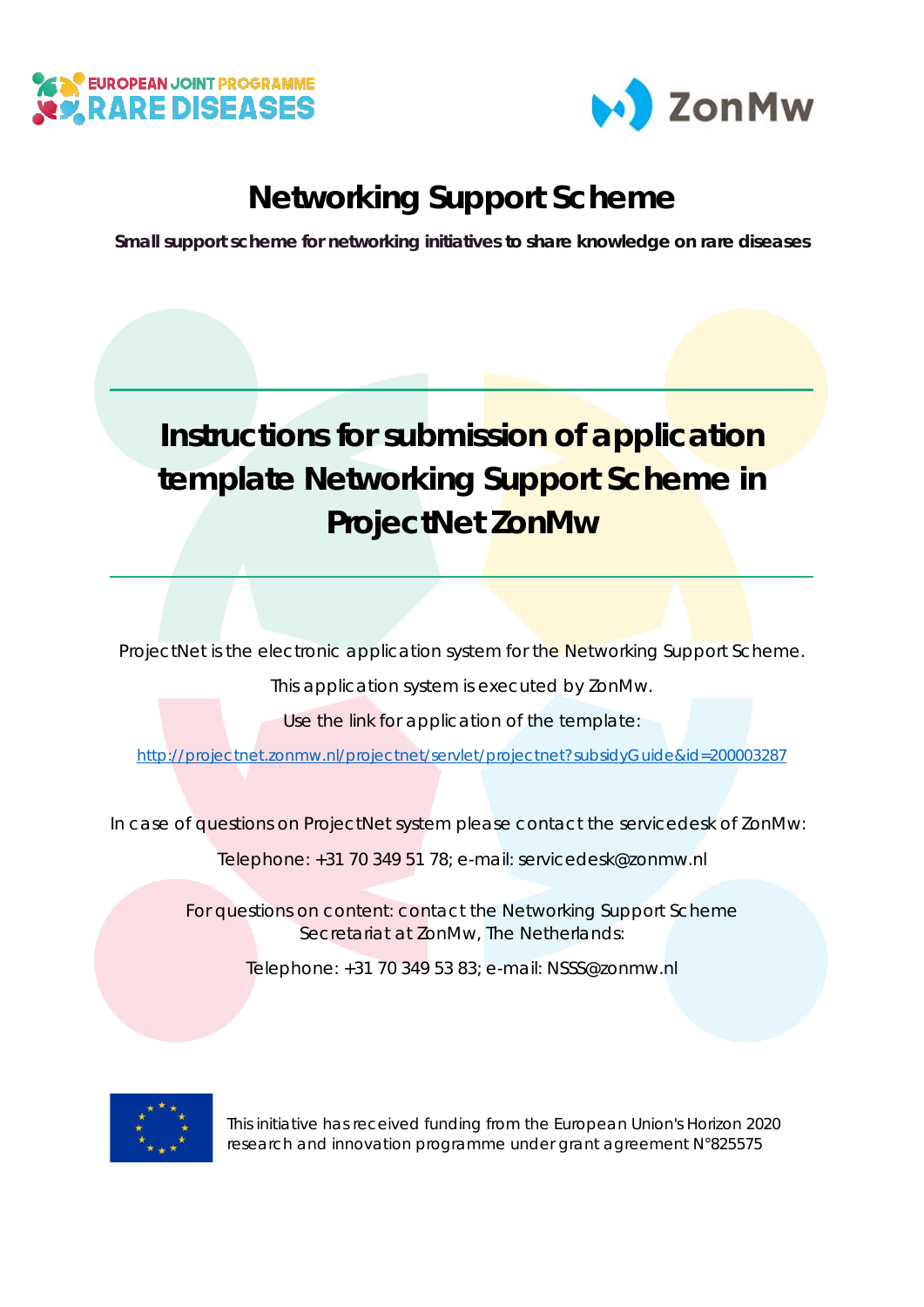# Networking Support Scheme

**Small support scheme for networking initiatives to share knowledge on rare diseases**

## Instructions for submission of application template Networking Support Scheme in ProjectNet ZonMw

ProjectNet is the electronic application system for the Networking Support Scheme.

This application system is executed by ZonMw.

Use the link for application of the template:

http://projectnet.zonmw.nl/projectnet/servlet/projectnet?subsidyGuide&id=200003287

In case of questions on ProjectNet system please contact the servicedesk of ZonMw:

Telephone: +31 70 349 51 78; e-mail: servicedesk@zonmw.nl

For questions on content: contact the Networking Support Scheme Secretariat at ZonMw, The Netherlands:

Telephone: +31 70 349 53 83; e-mail: NSSS@zonmw.nl

This initiative has received funding from the European Union's Horizon 2020 research and innovation programme under grant agreement N°825575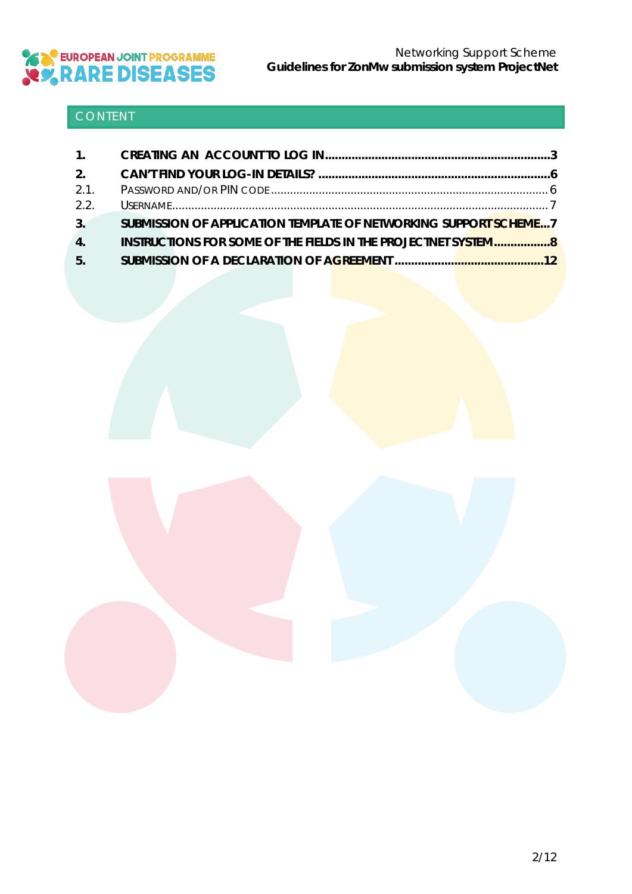## CONTENT

1. CREATING AN ACCOUNT TO LOG IN .......... 3
2. CAN'T FIND YOUR LOG-IN DETAILS? .......... 6
   - 2.1. PASSWORD AND/OR PIN CODE .......... 6
   - 2.2. USERNAME .......... 7
3. SUBMISSION OF APPLICATION TEMPLATE OF NETWORKING SUPPORT SCHEME .......... 7
4. INSTRUCTIONS FOR SOME OF THE FIELDS IN THE PROJECTNET SYSTEM .......... 8
5. SUBMISSION OF A DECLARATION OF AGREEMENT .......... 12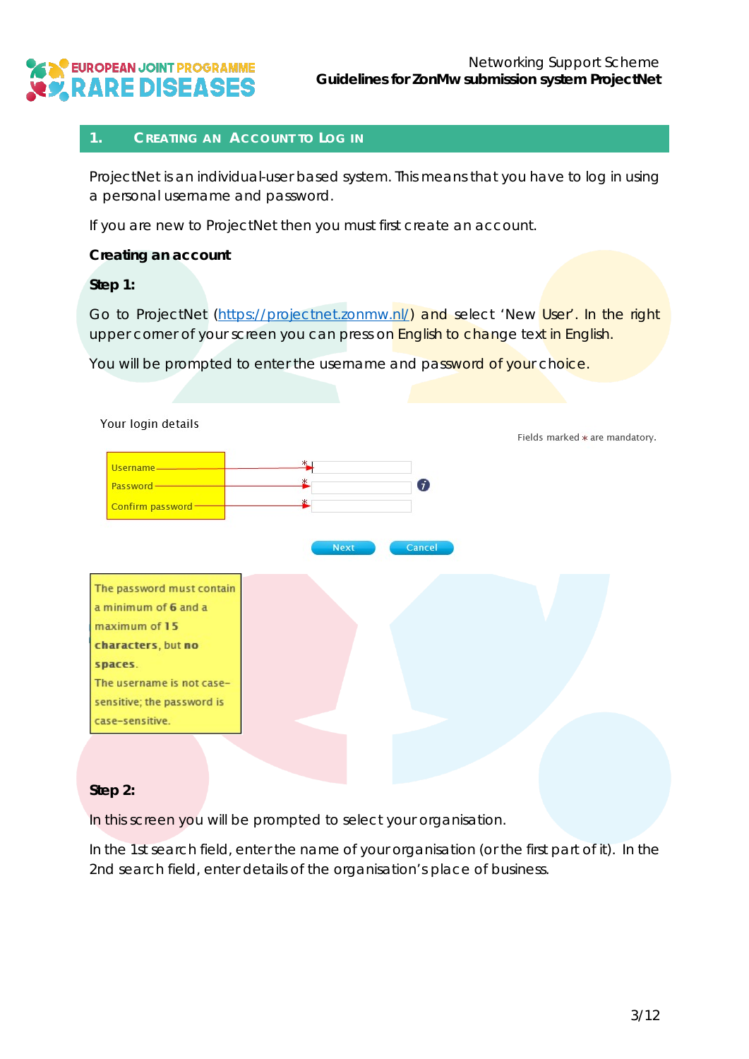## 1. Creating an Account to Log in

ProjectNet is an individual-user based system. This means that you have to log in using a personal username and password.

If you are new to ProjectNet then you must first create an account.

**Creating an account**

**Step 1:**

Go to ProjectNet (https://projectnet.zonmw.nl/) and select 'New User'. In the right upper corner of your screen you can press on English to change text in English.

You will be prompted to enter the username and password of your choice.

Your login details

Fields marked * are mandatory.

Username *

Password *

Confirm password *

Next Cancel

The password must contain a minimum of **6** and a maximum of **15 characters**, but **no spaces**.
The username is not case-sensitive; the password is case-sensitive.

**Step 2:**

In this screen you will be prompted to select your organisation.

In the 1st search field, enter the name of your organisation (or the first part of it). In the 2nd search field, enter details of the organisation's place of business.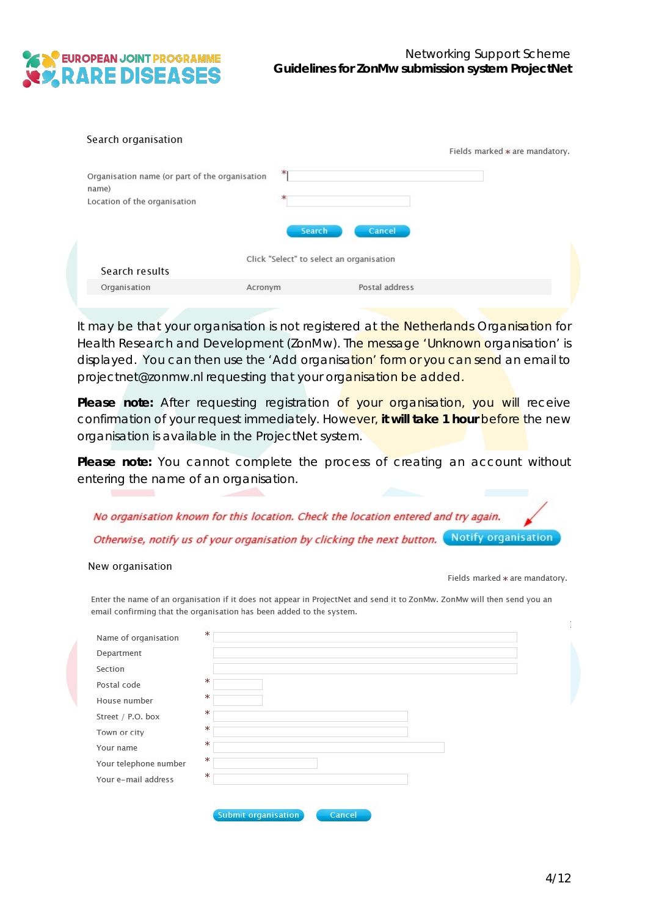Search organisation

Fields marked * are mandatory.

| | |
|---|---|
| Organisation name (or part of the organisation name) | * |
| Location of the organisation | * |

Search | Cancel

Click "Select" to select an organisation

Search results

| Organisation | Acronym | Postal address |
|---|---|---|

It may be that your organisation is not registered at the Netherlands Organisation for Health Research and Development (ZonMw). The message 'Unknown organisation' is displayed. You can then use the 'Add organisation' form or you can send an email to projectnet@zonmw.nl requesting that your organisation be added.

**Please note:** After requesting registration of your organisation, you will receive confirmation of your request immediately. However, **it will take 1 hour** before the new organisation is available in the ProjectNet system.

**Please note:** You cannot complete the process of creating an account without entering the name of an organisation.

*No organisation known for this location. Check the location entered and try again.*

*Otherwise, notify us of your organisation by clicking the next button.* Notify organisation

New organisation

Fields marked * are mandatory.

Enter the name of an organisation if it does not appear in ProjectNet and send it to ZonMw. ZonMw will then send you an email confirming that the organisation has been added to the system.

| | |
|---|---|
| Name of organisation | * |
| Department | |
| Section | |
| Postal code | * |
| House number | * |
| Street / P.O. box | * |
| Town or city | * |
| Your name | * |
| Your telephone number | * |
| Your e-mail address | * |

Submit organisation | Cancel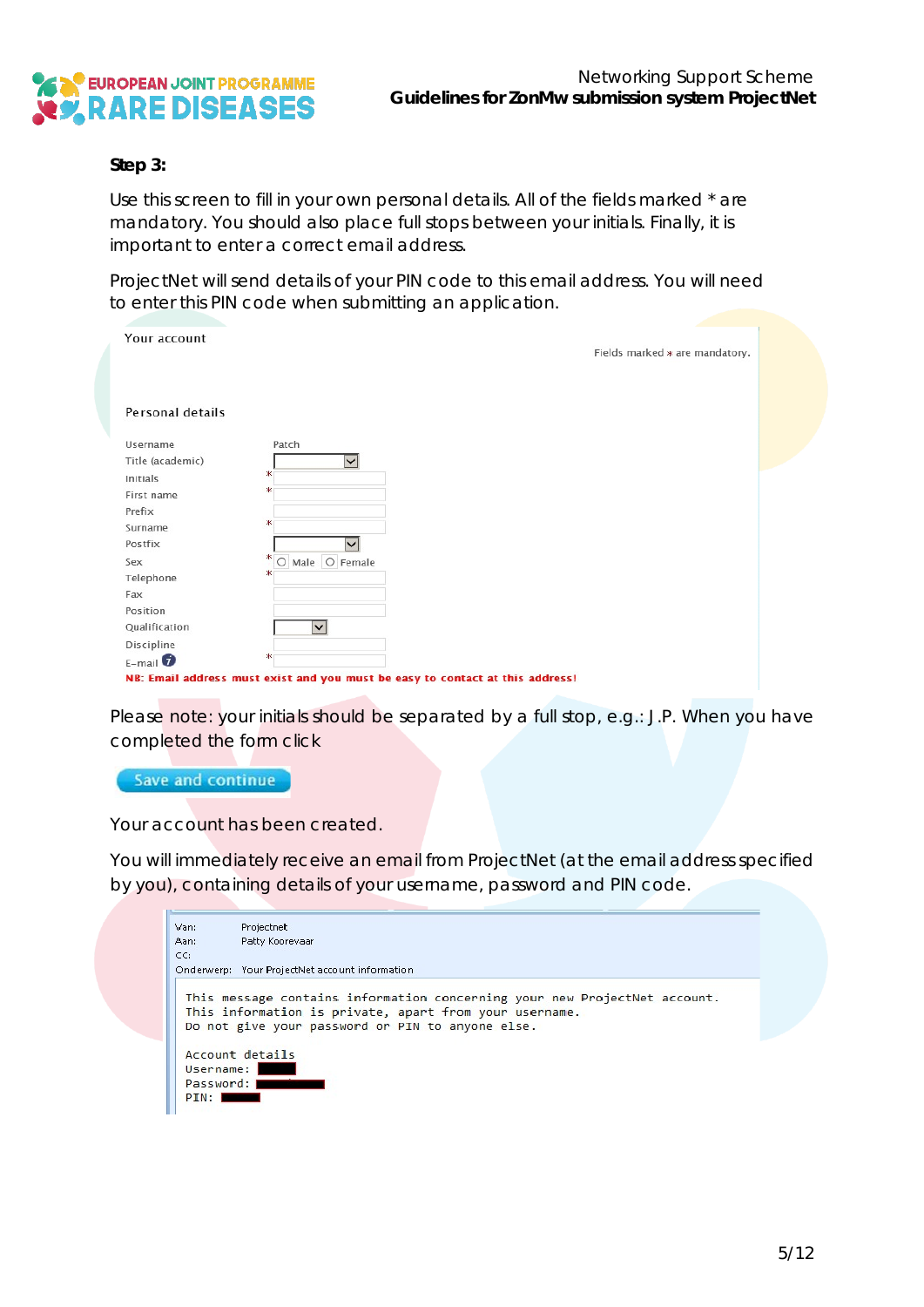**Step 3:**

Use this screen to fill in your own personal details. All of the fields marked * are mandatory. You should also place full stops between your initials. Finally, it is important to enter a correct email address.

ProjectNet will send details of your PIN code to this email address. You will need to enter this PIN code when submitting an application.

Your account

Fields marked * are mandatory.

Personal details

| Field | Value |
|---|---|
| Username | Patch |
| Title (academic) | |
| Initials | * |
| First name | * |
| Prefix | |
| Surname | * |
| Postfix | |
| Sex | * ○ Male ○ Female |
| Telephone | * |
| Fax | |
| Position | |
| Qualification | |
| Discipline | |
| E-mail | * |

NB: Email address must exist and you must be easy to contact at this address!

Please note: your initials should be separated by a full stop, e.g.: J.P. When you have completed the form click

Save and continue

Your account has been created.

You will immediately receive an email from ProjectNet (at the email address specified by you), containing details of your username, password and PIN code.

Van: Projectnet
Aan: Patty Koorevaar
CC:
Onderwerp: Your ProjectNet account information

```
This message contains information concerning your new ProjectNet account.
This information is private, apart from your username.
Do not give your password or PIN to anyone else.

Account details
Username:
Password:
PIN:
```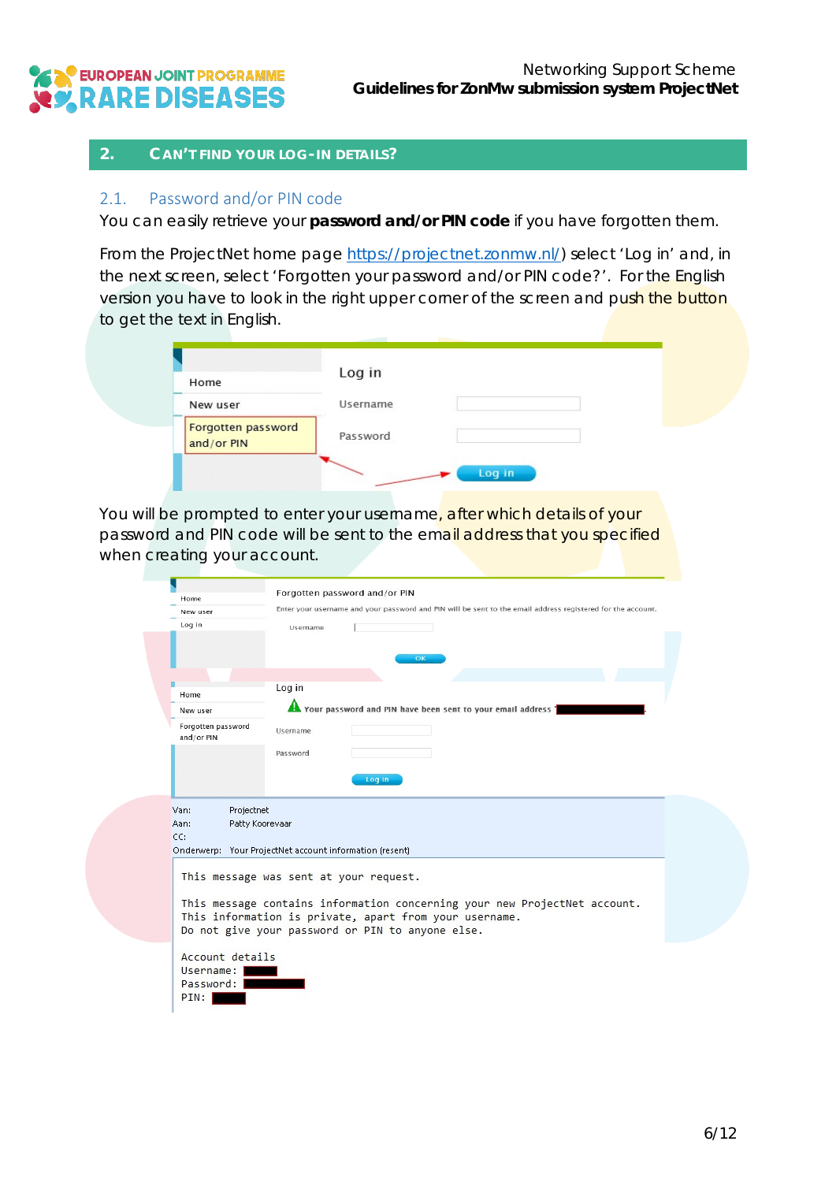## 2. CAN'T FIND YOUR LOG-IN DETAILS?

### 2.1. Password and/or PIN code

You can easily retrieve your **password and/or PIN code** if you have forgotten them.

From the ProjectNet home page https://projectnet.zonmw.nl/) select 'Log in' and, in the next screen, select 'Forgotten your password and/or PIN code?'. For the English version you have to look in the right upper corner of the screen and push the button to get the text in English.

You will be prompted to enter your username, after which details of your password and PIN code will be sent to the email address that you specified when creating your account.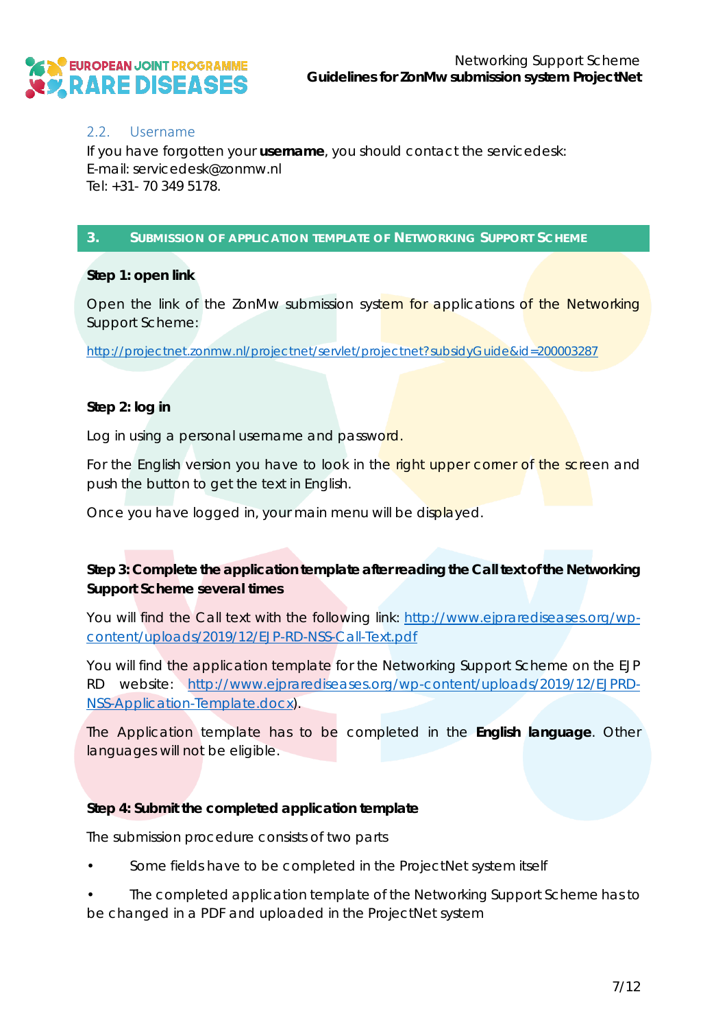### 2.2. Username

If you have forgotten your **username**, you should contact the servicedesk:
E-mail: servicedesk@zonmw.nl
Tel: +31- 70 349 5178.

## 3. SUBMISSION OF APPLICATION TEMPLATE OF NETWORKING SUPPORT SCHEME

**Step 1: open link**

Open the link of the ZonMw submission system for applications of the Networking Support Scheme:

http://projectnet.zonmw.nl/projectnet/servlet/projectnet?subsidyGuide&id=200003287

**Step 2: log in**

Log in using a personal username and password.

For the English version you have to look in the right upper corner of the screen and push the button to get the text in English.

Once you have logged in, your main menu will be displayed.

**Step 3: Complete the application template after reading the Call text of the Networking Support Scheme several times**

You will find the Call text with the following link: http://www.ejprarediseases.org/wp-content/uploads/2019/12/EJP-RD-NSS-Call-Text.pdf

You will find the application template for the Networking Support Scheme on the EJP RD website: http://www.ejprarediseases.org/wp-content/uploads/2019/12/EJPRD-NSS-Application-Template.docx).

The Application template has to be completed in the **English language**. Other languages will not be eligible.

**Step 4: Submit the completed application template**

The submission procedure consists of two parts

- Some fields have to be completed in the ProjectNet system itself
- The completed application template of the Networking Support Scheme has to be changed in a PDF and uploaded in the ProjectNet system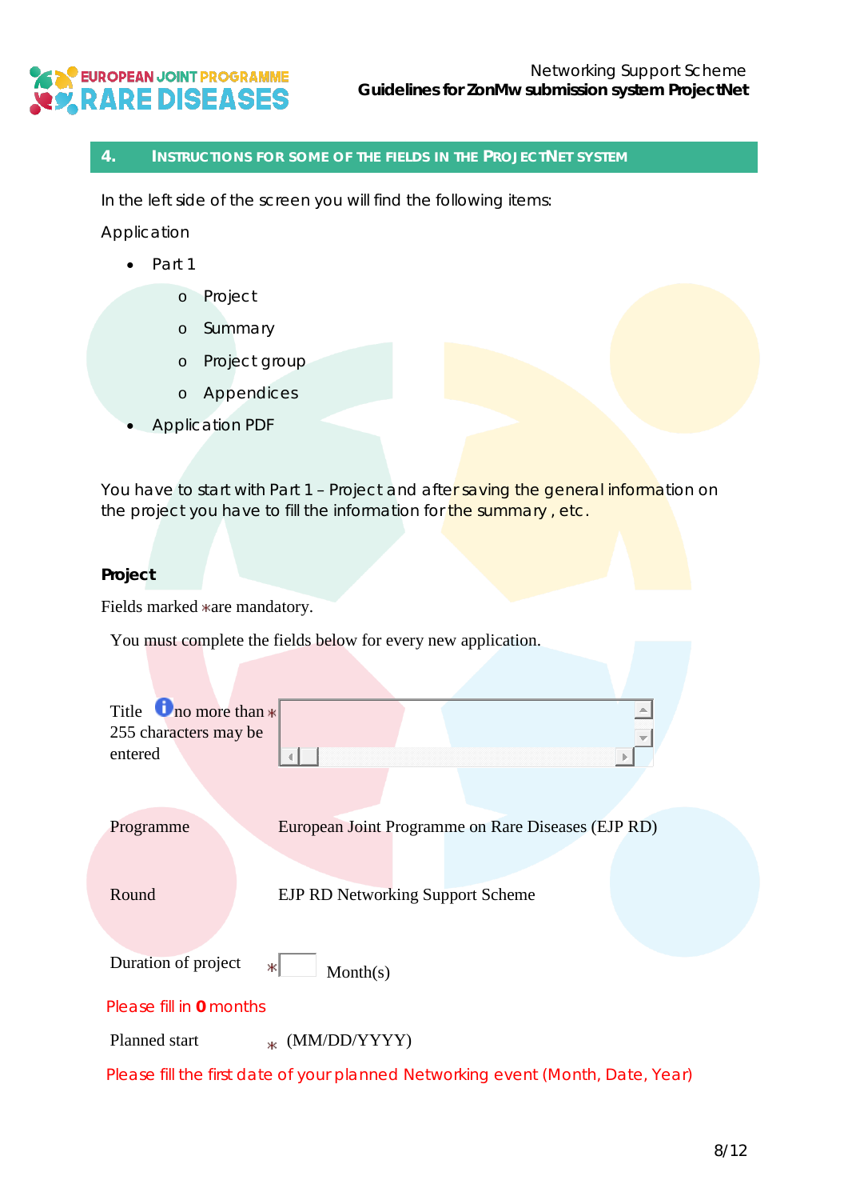## 4. INSTRUCTIONS FOR SOME OF THE FIELDS IN THE PROJECTNET SYSTEM

In the left side of the screen you will find the following items:

Application

- Part 1
  - Project
  - Summary
  - Project group
  - Appendices
- Application PDF

You have to start with Part 1 – Project and after saving the general information on the project you have to fill the information for the summary , etc.

**Project**

Fields marked * are mandatory.

You must complete the fields below for every new application.

| | |
|---|---|
| Title (no more than 255 characters may be entered) * | |
| Programme | European Joint Programme on Rare Diseases (EJP RD) |
| Round | EJP RD Networking Support Scheme |
| Duration of project * | Month(s) |

Please fill in **0** months

Planned start * (MM/DD/YYYY)

Please fill the first date of your planned Networking event (Month, Date, Year)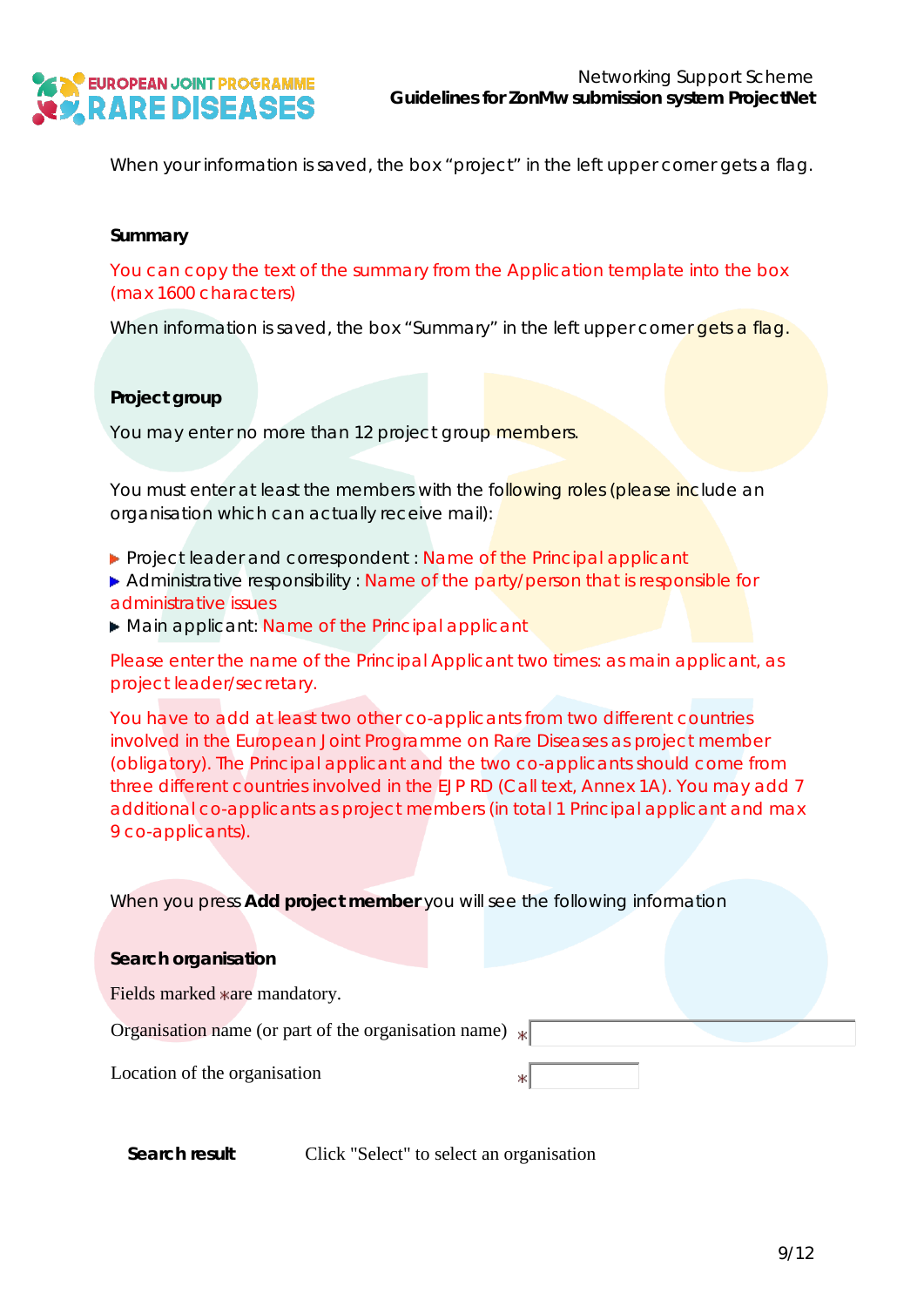When your information is saved, the box "project" in the left upper corner gets a flag.

**Summary**

You can copy the text of the summary from the Application template into the box (max 1600 characters)

When information is saved, the box "Summary" in the left upper corner gets a flag.

**Project group**

You may enter no more than 12 project group members.

You must enter at least the members with the following roles (please include an organisation which can actually receive mail):

- Project leader and correspondent : Name of the Principal applicant
- Administrative responsibility : Name of the party/person that is responsible for administrative issues
- Main applicant: Name of the Principal applicant

Please enter the name of the Principal Applicant two times: as main applicant, as project leader/secretary.

You have to add at least two other co-applicants from two different countries involved in the European Joint Programme on Rare Diseases as project member (obligatory). The Principal applicant and the two co-applicants should come from three different countries involved in the EJP RD (Call text, Annex 1A). You may add 7 additional co-applicants as project members (in total 1 Principal applicant and max 9 co-applicants).

When you press **Add project member** you will see the following information

**Search organisation**

Fields marked * are mandatory.

Organisation name (or part of the organisation name) *

Location of the organisation *

**Search result** Click "Select" to select an organisation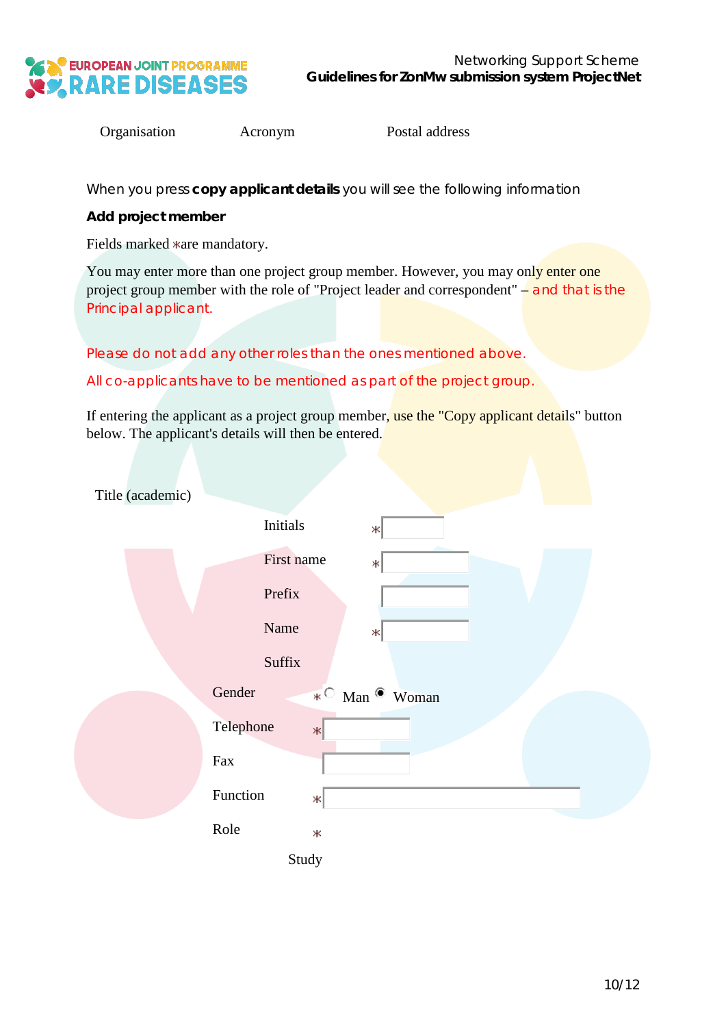Organisation Acronym Postal address

When you press **copy applicant details** you will see the following information

**Add project member**

Fields marked * are mandatory.

You may enter more than one project group member. However, you may only enter one project group member with the role of "Project leader and correspondent" – and that is the Principal applicant.

Please do not add any other roles than the ones mentioned above.

All co-applicants have to be mentioned as part of the project group.

If entering the applicant as a project group member, use the "Copy applicant details" button below. The applicant's details will then be entered.

Title (academic)

Initials *

First name *

Prefix

Name *

Suffix

Gender * ○ Man ● Woman

Telephone *

Fax

Function *

Role *

Study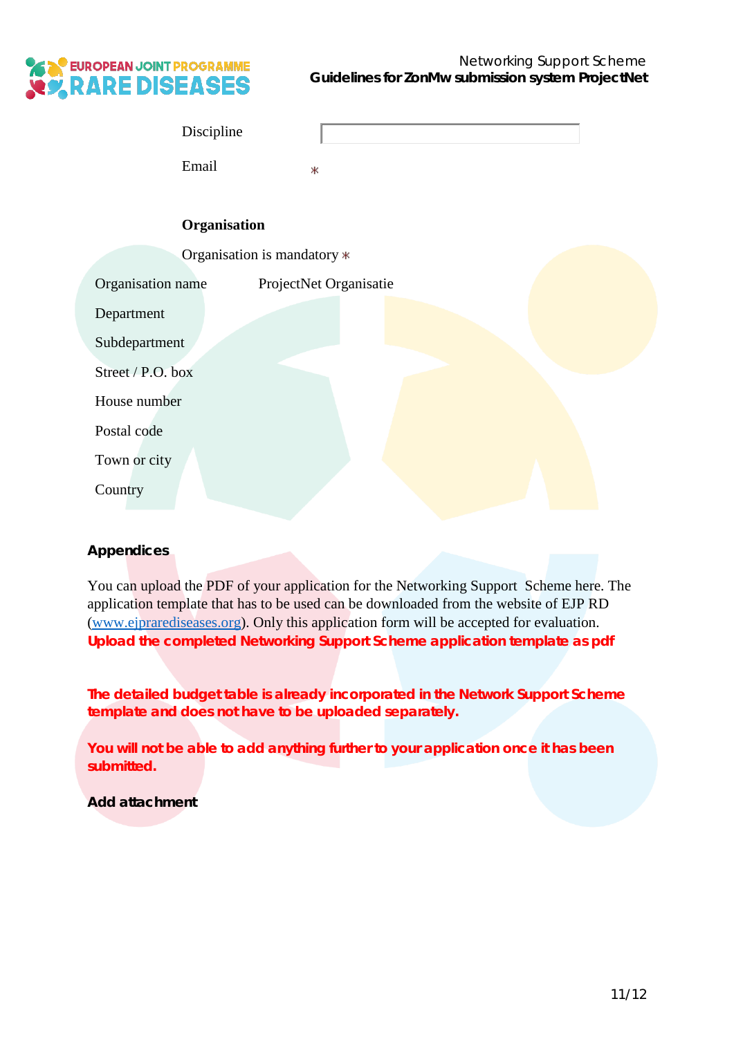Discipline

Email *

**Organisation**

Organisation is mandatory *

| | |
|---|---|
| Organisation name | ProjectNet Organisatie |
| Department | |
| Subdepartment | |
| Street / P.O. box | |
| House number | |
| Postal code | |
| Town or city | |
| Country | |

**Appendices**

You can upload the PDF of your application for the Networking Support Scheme here. The application template that has to be used can be downloaded from the website of EJP RD ([www.ejprarediseases.org](http://www.ejprarediseases.org)). Only this application form will be accepted for evaluation.
**Upload the completed Networking Support Scheme application template as pdf**

**The detailed budget table is already incorporated in the Network Support Scheme template and does not have to be uploaded separately.**

**You will not be able to add anything further to your application once it has been submitted.**

**Add attachment**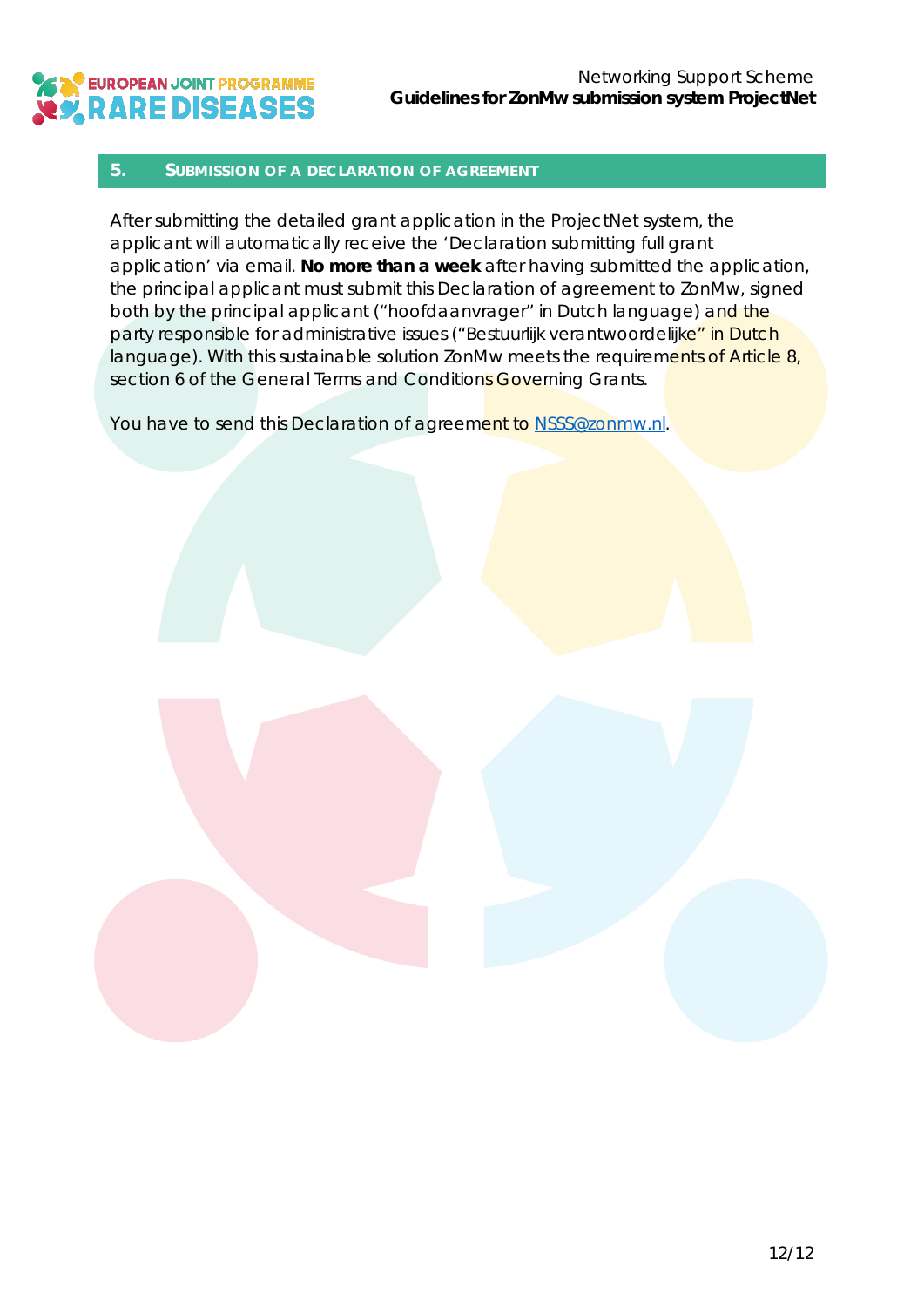## 5. SUBMISSION OF A DECLARATION OF AGREEMENT

After submitting the detailed grant application in the ProjectNet system, the applicant will automatically receive the 'Declaration submitting full grant application' via email. **No more than a week** after having submitted the application, the principal applicant must submit this Declaration of agreement to ZonMw, signed both by the principal applicant ("hoofdaanvrager" in Dutch language) and the party responsible for administrative issues ("Bestuurlijk verantwoordelijke" in Dutch language). With this sustainable solution ZonMw meets the requirements of Article 8, section 6 of the General Terms and Conditions Governing Grants.

You have to send this Declaration of agreement to NSSS@zonmw.nl.